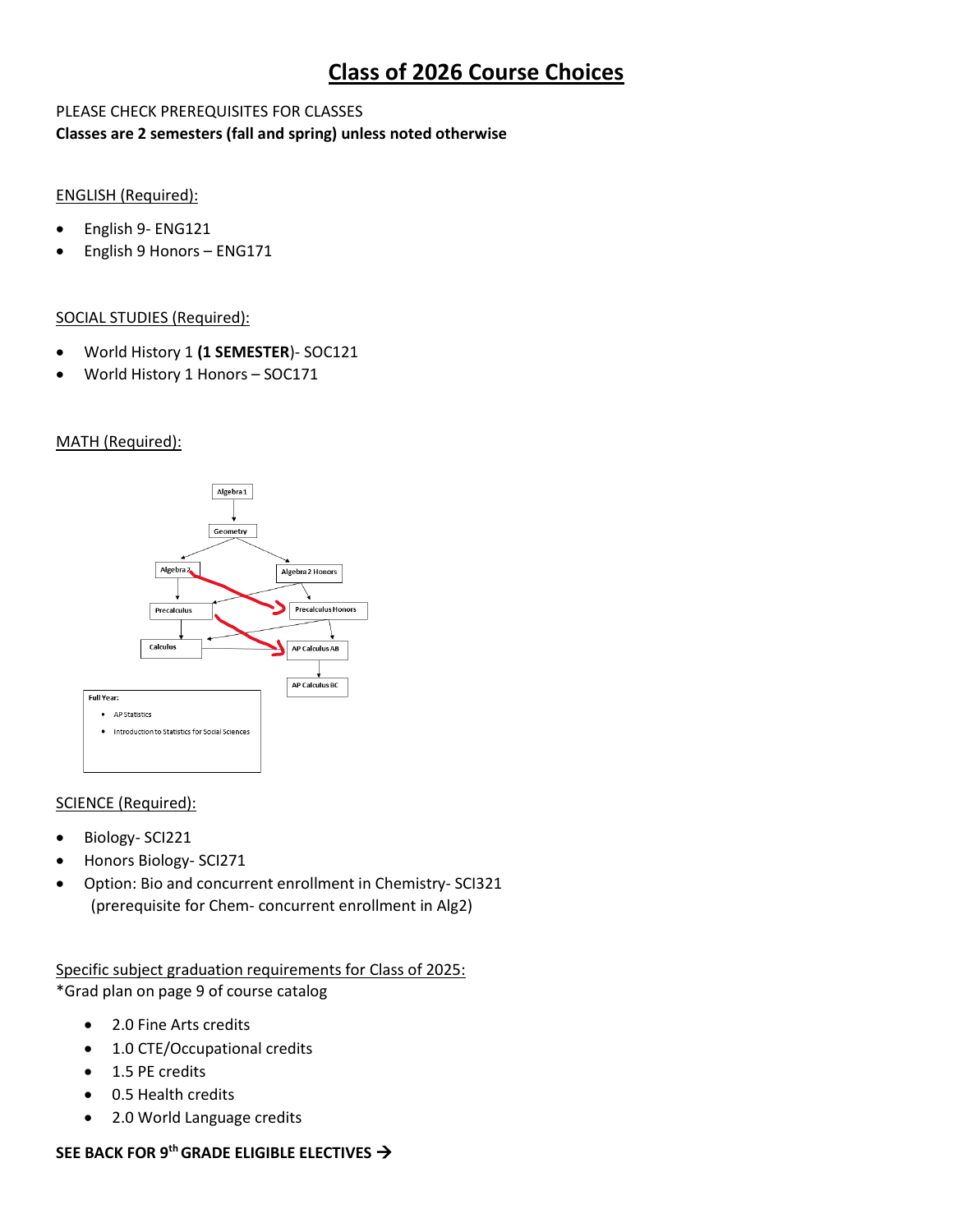# Class of 2026 Course Choices

PLEASE CHECK PREREQUISITES FOR CLASSES
**Classes are 2 semesters (fall and spring) unless noted otherwise**

ENGLISH (Required):

- English 9- ENG121
- English 9 Honors – ENG171

SOCIAL STUDIES (Required):

- World History 1 **(1 SEMESTER)**- SOC121
- World History 1 Honors – SOC171

MATH (Required):

Algebra 1
Geometry
Algebra 2
Algebra 2 Honors
Precalculus
Precalculus Honors
Calculus
AP Calculus AB
AP Calculus BC

Full Year:

- AP Statistics
- Introduction to Statistics for Social Sciences

SCIENCE (Required):

- Biology- SCI221
- Honors Biology- SCI271
- Option: Bio and concurrent enrollment in Chemistry- SCI321 (prerequisite for Chem- concurrent enrollment in Alg2)

Specific subject graduation requirements for Class of 2025:
*Grad plan on page 9 of course catalog

- 2.0 Fine Arts credits
- 1.0 CTE/Occupational credits
- 1.5 PE credits
- 0.5 Health credits
- 2.0 World Language credits

**SEE BACK FOR 9th GRADE ELIGIBLE ELECTIVES →**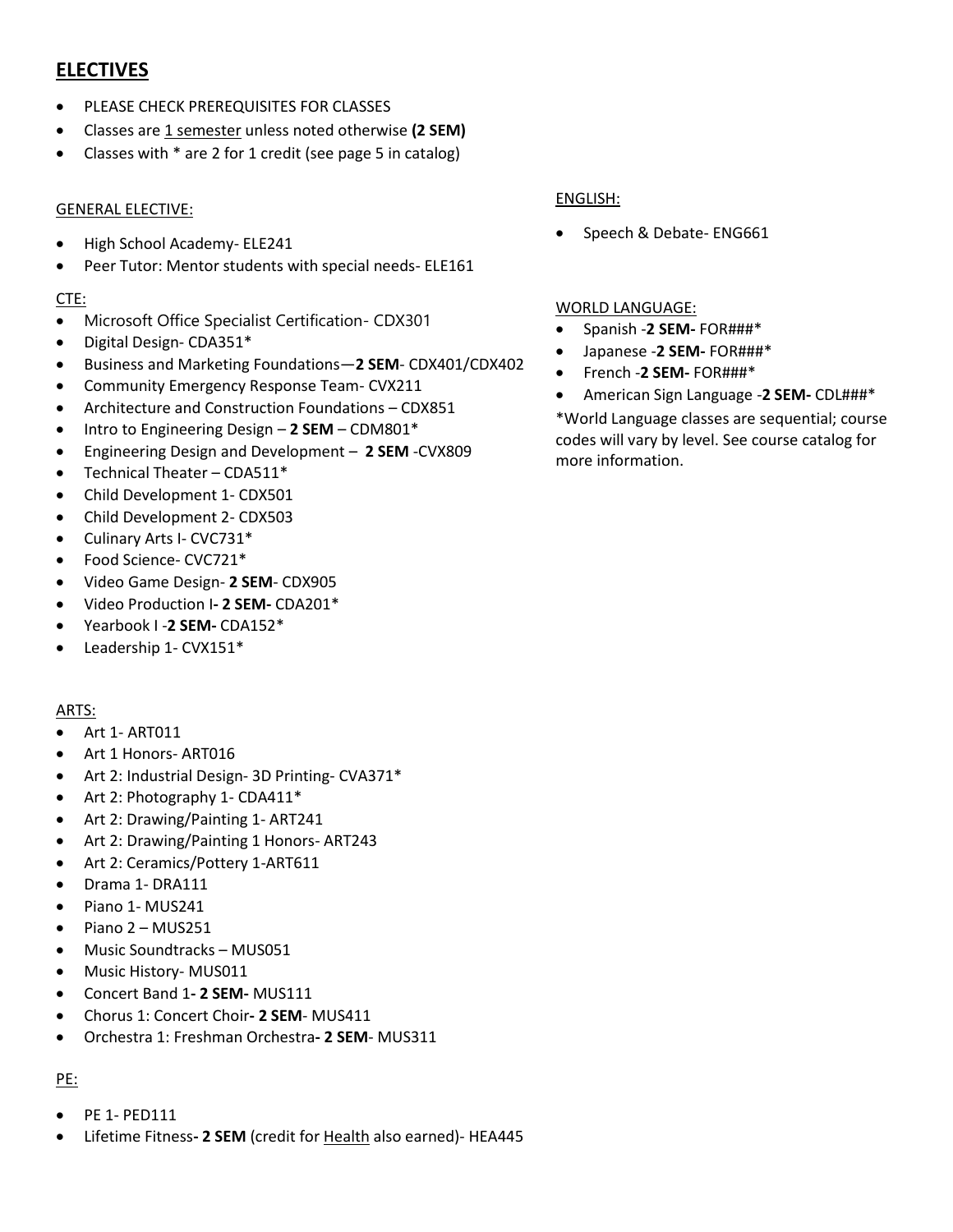# ELECTIVES

- PLEASE CHECK PREREQUISITES FOR CLASSES
- Classes are 1 semester unless noted otherwise **(2 SEM)**
- Classes with * are 2 for 1 credit (see page 5 in catalog)

GENERAL ELECTIVE:

- High School Academy- ELE241
- Peer Tutor: Mentor students with special needs- ELE161

CTE:

- Microsoft Office Specialist Certification- CDX301
- Digital Design- CDA351*
- Business and Marketing Foundations—**2 SEM**- CDX401/CDX402
- Community Emergency Response Team- CVX211
- Architecture and Construction Foundations – CDX851
- Intro to Engineering Design – **2 SEM** – CDM801*
- Engineering Design and Development – **2 SEM** -CVX809
- Technical Theater – CDA511*
- Child Development 1- CDX501
- Child Development 2- CDX503
- Culinary Arts I- CVC731*
- Food Science- CVC721*
- Video Game Design- **2 SEM**- CDX905
- Video Production I**- 2 SEM-** CDA201*
- Yearbook I -**2 SEM-** CDA152*
- Leadership 1- CVX151*

ARTS:

- Art 1- ART011
- Art 1 Honors- ART016
- Art 2: Industrial Design- 3D Printing- CVA371*
- Art 2: Photography 1- CDA411*
- Art 2: Drawing/Painting 1- ART241
- Art 2: Drawing/Painting 1 Honors- ART243
- Art 2: Ceramics/Pottery 1-ART611
- Drama 1- DRA111
- Piano 1- MUS241
- Piano 2 – MUS251
- Music Soundtracks – MUS051
- Music History- MUS011
- Concert Band 1**- 2 SEM-** MUS111
- Chorus 1: Concert Choir**- 2 SEM**- MUS411
- Orchestra 1: Freshman Orchestra**- 2 SEM**- MUS311

PE:

- PE 1- PED111
- Lifetime Fitness**- 2 SEM** (credit for Health also earned)- HEA445

ENGLISH:

- Speech & Debate- ENG661

WORLD LANGUAGE:

- Spanish -**2 SEM-** FOR###*
- Japanese -**2 SEM-** FOR###*
- French -**2 SEM-** FOR###*
- American Sign Language -**2 SEM-** CDL###*

*World Language classes are sequential; course codes will vary by level. See course catalog for more information.